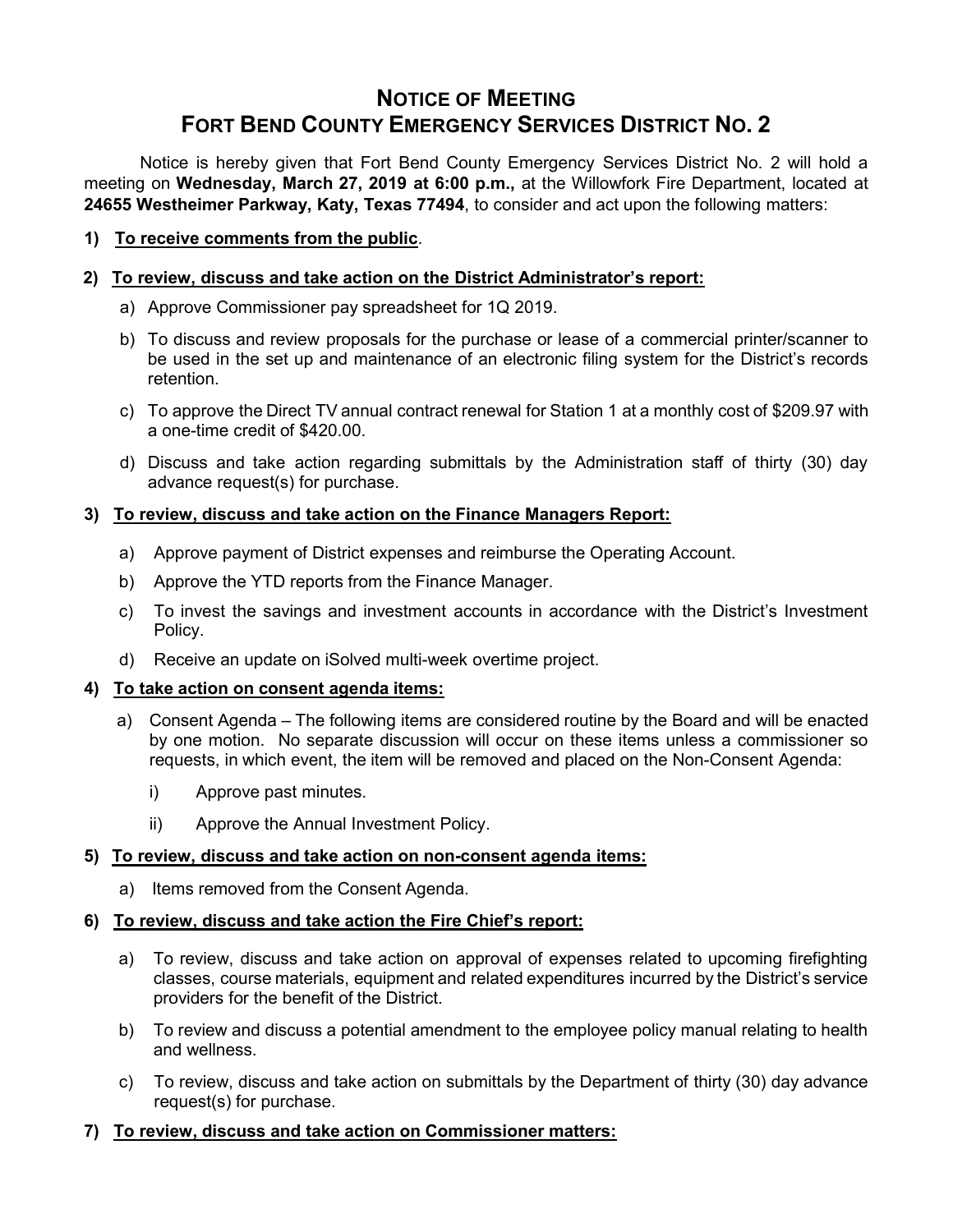# NOTICE OF MEETING
# FORT BEND COUNTY EMERGENCY SERVICES DISTRICT NO. 2

Notice is hereby given that Fort Bend County Emergency Services District No. 2 will hold a meeting on **Wednesday, March 27, 2019 at 6:00 p.m.,** at the Willowfork Fire Department, located at **24655 Westheimer Parkway, Katy, Texas 77494**, to consider and act upon the following matters:

**1) To receive comments from the public.**

**2) To review, discuss and take action on the District Administrator's report:**

a) Approve Commissioner pay spreadsheet for 1Q 2019.

b) To discuss and review proposals for the purchase or lease of a commercial printer/scanner to be used in the set up and maintenance of an electronic filing system for the District's records retention.

c) To approve the Direct TV annual contract renewal for Station 1 at a monthly cost of $209.97 with a one-time credit of $420.00.

d) Discuss and take action regarding submittals by the Administration staff of thirty (30) day advance request(s) for purchase.

**3) To review, discuss and take action on the Finance Managers Report:**

a) Approve payment of District expenses and reimburse the Operating Account.

b) Approve the YTD reports from the Finance Manager.

c) To invest the savings and investment accounts in accordance with the District's Investment Policy.

d) Receive an update on iSolved multi-week overtime project.

**4) To take action on consent agenda items:**

a) Consent Agenda – The following items are considered routine by the Board and will be enacted by one motion. No separate discussion will occur on these items unless a commissioner so requests, in which event, the item will be removed and placed on the Non-Consent Agenda:

i) Approve past minutes.

ii) Approve the Annual Investment Policy.

**5) To review, discuss and take action on non-consent agenda items:**

a) Items removed from the Consent Agenda.

**6) To review, discuss and take action the Fire Chief's report:**

a) To review, discuss and take action on approval of expenses related to upcoming firefighting classes, course materials, equipment and related expenditures incurred by the District's service providers for the benefit of the District.

b) To review and discuss a potential amendment to the employee policy manual relating to health and wellness.

c) To review, discuss and take action on submittals by the Department of thirty (30) day advance request(s) for purchase.

**7) To review, discuss and take action on Commissioner matters:**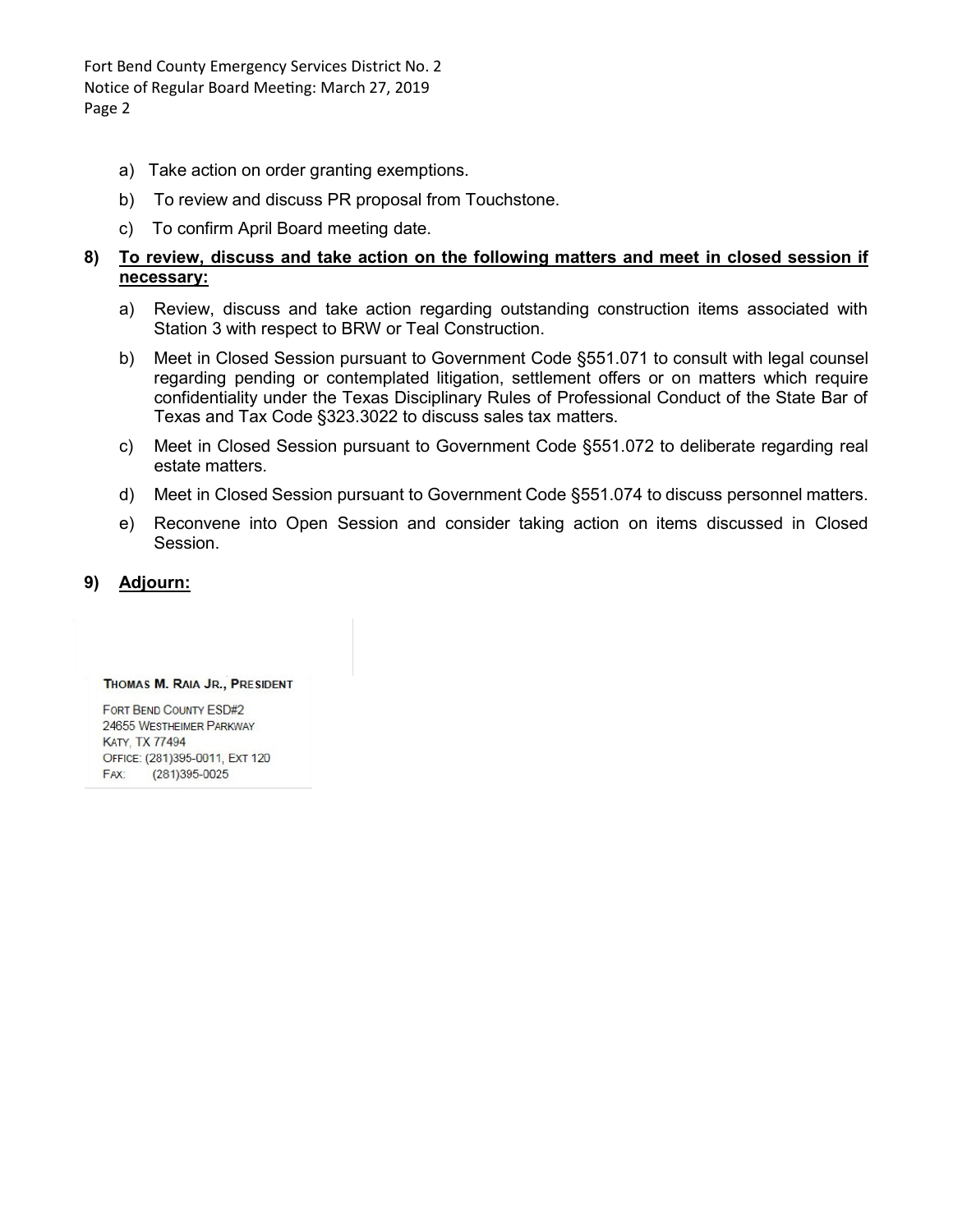a) Take action on order granting exemptions.

b) To review and discuss PR proposal from Touchstone.

c) To confirm April Board meeting date.

**8) <u>To review, discuss and take action on the following matters and meet in closed session if necessary:</u>**

a) Review, discuss and take action regarding outstanding construction items associated with Station 3 with respect to BRW or Teal Construction.

b) Meet in Closed Session pursuant to Government Code §551.071 to consult with legal counsel regarding pending or contemplated litigation, settlement offers or on matters which require confidentiality under the Texas Disciplinary Rules of Professional Conduct of the State Bar of Texas and Tax Code §323.3022 to discuss sales tax matters.

c) Meet in Closed Session pursuant to Government Code §551.072 to deliberate regarding real estate matters.

d) Meet in Closed Session pursuant to Government Code §551.074 to discuss personnel matters.

e) Reconvene into Open Session and consider taking action on items discussed in Closed Session.

**9) <u>Adjourn:</u>**

**THOMAS M. RAIA JR., PRESIDENT**

FORT BEND COUNTY ESD#2
24655 WESTHEIMER PARKWAY
KATY, TX 77494
OFFICE: (281)395-0011, EXT 120
FAX: (281)395-0025